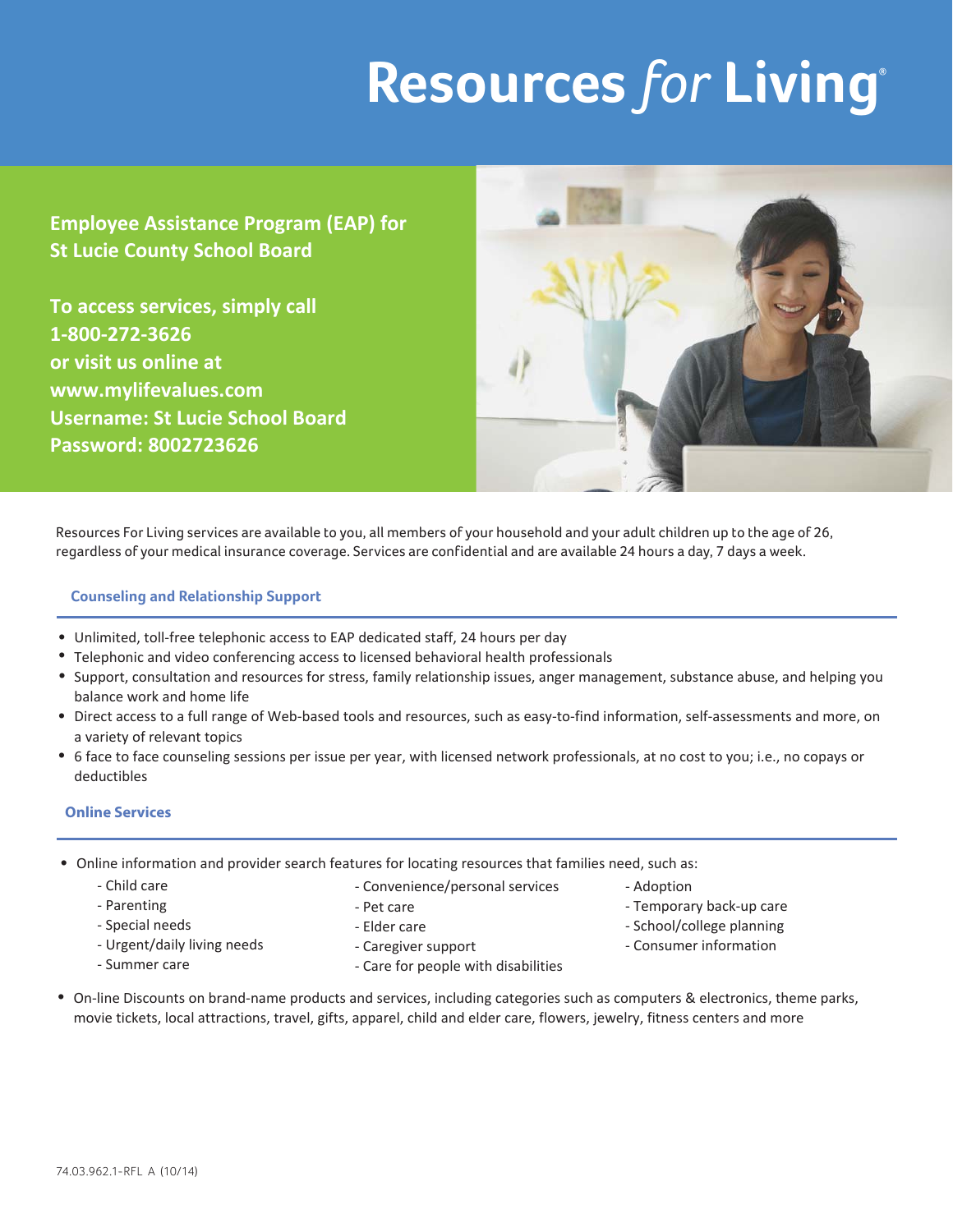# Resources *for* Living

**Employee Assistance Program (EAP) for St Lucie County School Board**

**To access services, simply call 1-800-272-3626 or visit us online at www.mylifevalues.com**
**Username: St Lucie School Board**
**Password: 8002723626**

Resources For Living services are available to you, all members of your household and your adult children up to the age of 26, regardless of your medical insurance coverage. Services are confidential and are available 24 hours a day, 7 days a week.

## Counseling and Relationship Support

- Unlimited, toll-free telephonic access to EAP dedicated staff, 24 hours per day
- Telephonic and video conferencing access to licensed behavioral health professionals
- Support, consultation and resources for stress, family relationship issues, anger management, substance abuse, and helping you balance work and home life
- Direct access to a full range of Web-based tools and resources, such as easy-to-find information, self-assessments and more, on a variety of relevant topics
- 6 face to face counseling sessions per issue per year, with licensed network professionals, at no cost to you; i.e., no copays or deductibles

## Online Services

- Online information and provider search features for locating resources that families need, such as:
  - Child care
  - Parenting
  - Special needs
  - Urgent/daily living needs
  - Summer care
  - Convenience/personal services
  - Pet care
  - Elder care
  - Caregiver support
  - Care for people with disabilities
  - Adoption
  - Temporary back-up care
  - School/college planning
  - Consumer information
- On-line Discounts on brand-name products and services, including categories such as computers & electronics, theme parks, movie tickets, local attractions, travel, gifts, apparel, child and elder care, flowers, jewelry, fitness centers and more

74.03.962.1-RFL A (10/14)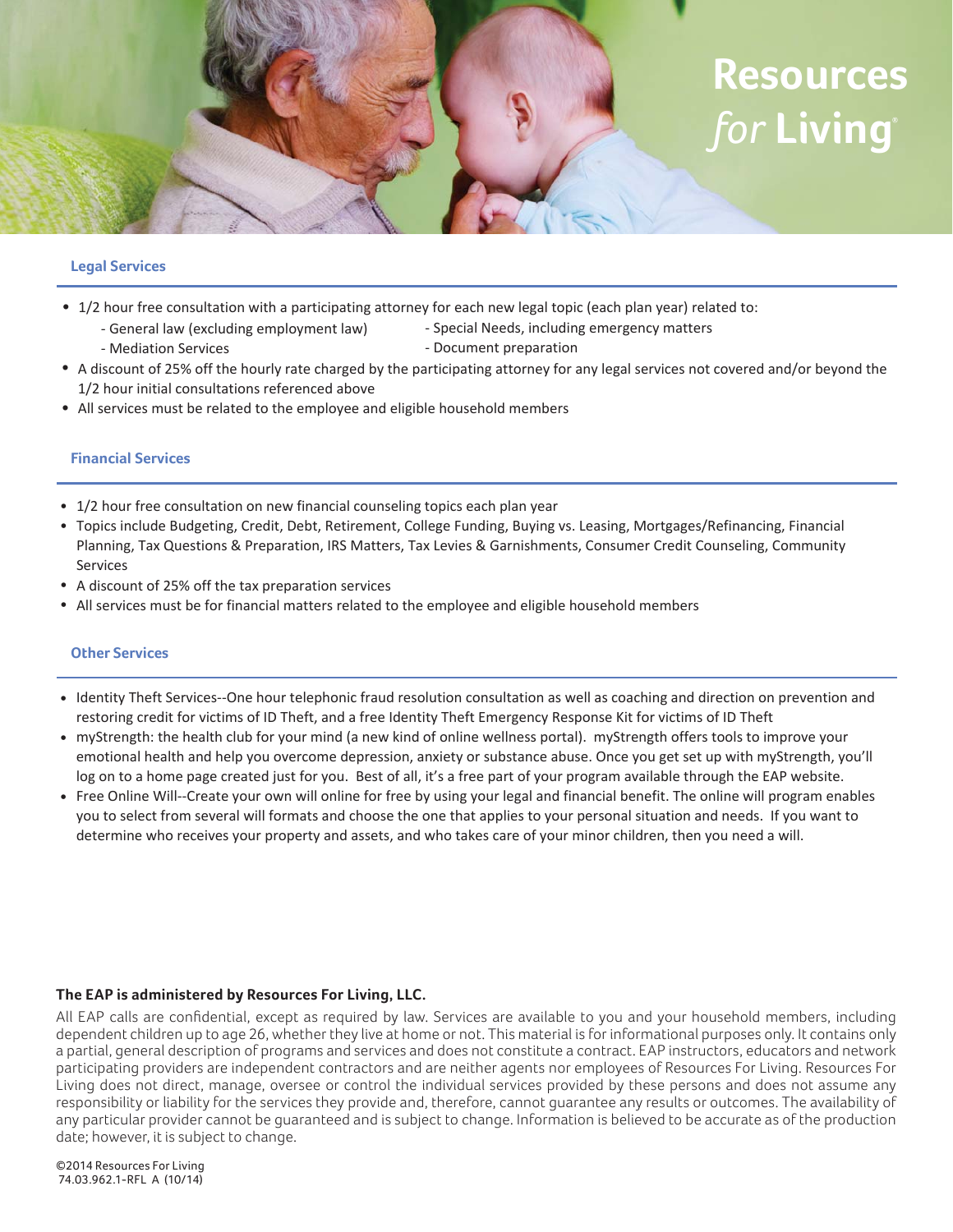# Resources *for* Living®

## Legal Services

- 1/2 hour free consultation with a participating attorney for each new legal topic (each plan year) related to:
  - General law (excluding employment law)
  - Special Needs, including emergency matters
  - Mediation Services
  - Document preparation
- A discount of 25% off the hourly rate charged by the participating attorney for any legal services not covered and/or beyond the 1/2 hour initial consultations referenced above
- All services must be related to the employee and eligible household members

## Financial Services

- 1/2 hour free consultation on new financial counseling topics each plan year
- Topics include Budgeting, Credit, Debt, Retirement, College Funding, Buying vs. Leasing, Mortgages/Refinancing, Financial Planning, Tax Questions & Preparation, IRS Matters, Tax Levies & Garnishments, Consumer Credit Counseling, Community Services
- A discount of 25% off the tax preparation services
- All services must be for financial matters related to the employee and eligible household members

## Other Services

- Identity Theft Services--One hour telephonic fraud resolution consultation as well as coaching and direction on prevention and restoring credit for victims of ID Theft, and a free Identity Theft Emergency Response Kit for victims of ID Theft
- myStrength: the health club for your mind (a new kind of online wellness portal). myStrength offers tools to improve your emotional health and help you overcome depression, anxiety or substance abuse. Once you get set up with myStrength, you'll log on to a home page created just for you. Best of all, it's a free part of your program available through the EAP website.
- Free Online Will--Create your own will online for free by using your legal and financial benefit. The online will program enables you to select from several will formats and choose the one that applies to your personal situation and needs. If you want to determine who receives your property and assets, and who takes care of your minor children, then you need a will.

**The EAP is administered by Resources For Living, LLC.**

All EAP calls are confidential, except as required by law. Services are available to you and your household members, including dependent children up to age 26, whether they live at home or not. This material is for informational purposes only. It contains only a partial, general description of programs and services and does not constitute a contract. EAP instructors, educators and network participating providers are independent contractors and are neither agents nor employees of Resources For Living. Resources For Living does not direct, manage, oversee or control the individual services provided by these persons and does not assume any responsibility or liability for the services they provide and, therefore, cannot guarantee any results or outcomes. The availability of any particular provider cannot be guaranteed and is subject to change. Information is believed to be accurate as of the production date; however, it is subject to change.

©2014 Resources For Living
74.03.962.1-RFL A (10/14)